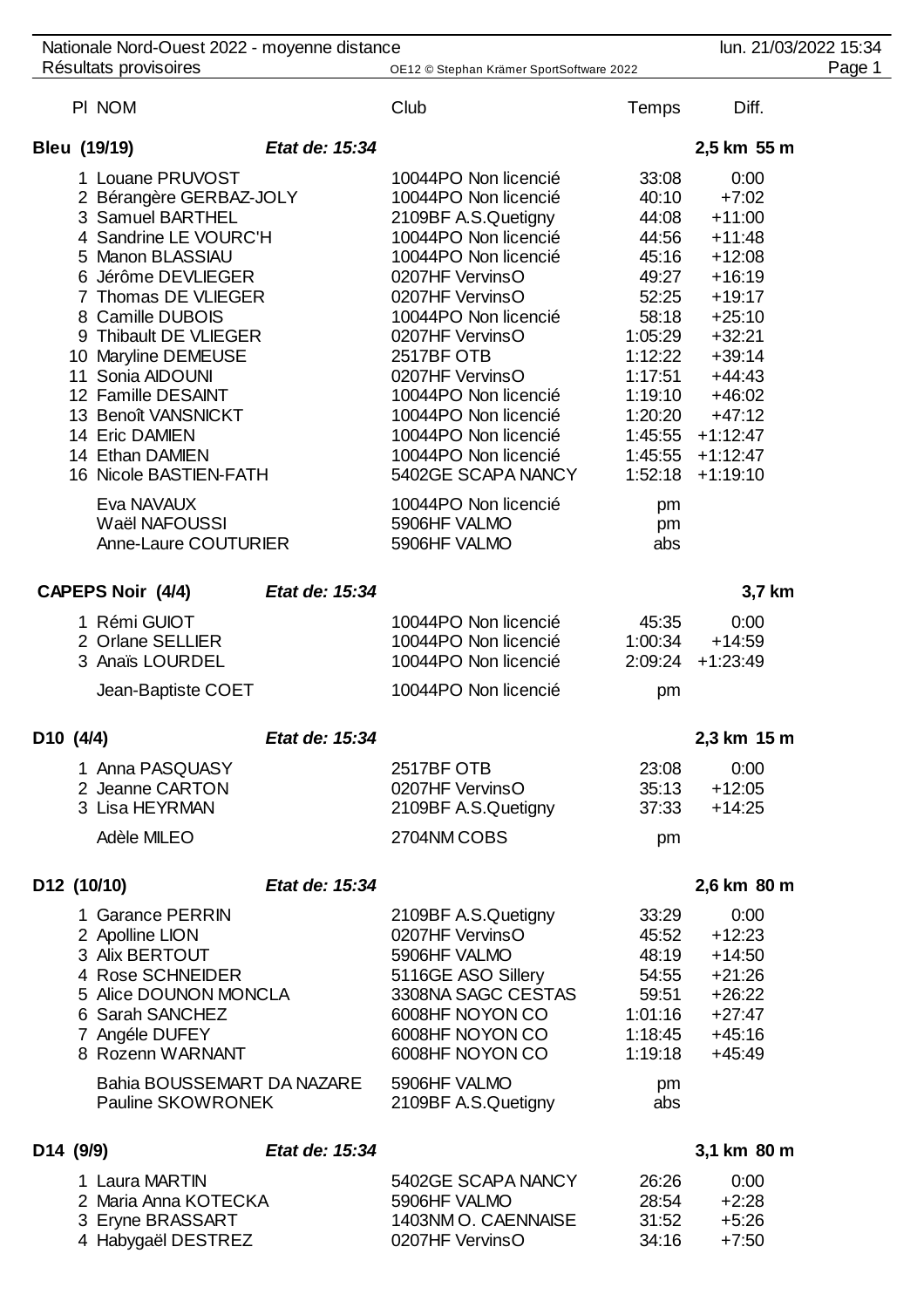Nationale Nord-Ouest 2022 - moyenne distance

Résultats provisoires

lun. 21/03/2022 15:34

OE12 © Stephan Krämer SportSoftware 2022

| Pl | NOM | Club | Temps | Diff. |
|---|---|---|---|---|
| **Bleu (19/19)** | ***Etat de: 15:34*** | | | **2,5 km 55 m** |
| 1 | Louane PRUVOST | 10044PO Non licencié | 33:08 | 0:00 |
| 2 | Bérangère GERBAZ-JOLY | 10044PO Non licencié | 40:10 | +7:02 |
| 3 | Samuel BARTHEL | 2109BF A.S.Quetigny | 44:08 | +11:00 |
| 4 | Sandrine LE VOURC'H | 10044PO Non licencié | 44:56 | +11:48 |
| 5 | Manon BLASSIAU | 10044PO Non licencié | 45:16 | +12:08 |
| 6 | Jérôme DEVLIEGER | 0207HF VervinsO | 49:27 | +16:19 |
| 7 | Thomas DE VLIEGER | 0207HF VervinsO | 52:25 | +19:17 |
| 8 | Camille DUBOIS | 10044PO Non licencié | 58:18 | +25:10 |
| 9 | Thibault DE VLIEGER | 0207HF VervinsO | 1:05:29 | +32:21 |
| 10 | Maryline DEMEUSE | 2517BF OTB | 1:12:22 | +39:14 |
| 11 | Sonia AIDOUNI | 0207HF VervinsO | 1:17:51 | +44:43 |
| 12 | Famille DESAINT | 10044PO Non licencié | 1:19:10 | +46:02 |
| 13 | Benoît VANSNICKT | 10044PO Non licencié | 1:20:20 | +47:12 |
| 14 | Eric DAMIEN | 10044PO Non licencié | 1:45:55 | +1:12:47 |
| 14 | Ethan DAMIEN | 10044PO Non licencié | 1:45:55 | +1:12:47 |
| 16 | Nicole BASTIEN-FATH | 5402GE SCAPA NANCY | 1:52:18 | +1:19:10 |
| | Eva NAVAUX | 10044PO Non licencié | pm | |
| | Waël NAFOUSSI | 5906HF VALMO | pm | |
| | Anne-Laure COUTURIER | 5906HF VALMO | abs | |
| **CAPEPS Noir (4/4)** | ***Etat de: 15:34*** | | | **3,7 km** |
| 1 | Rémi GUIOT | 10044PO Non licencié | 45:35 | 0:00 |
| 2 | Orlane SELLIER | 10044PO Non licencié | 1:00:34 | +14:59 |
| 3 | Anaïs LOURDEL | 10044PO Non licencié | 2:09:24 | +1:23:49 |
| | Jean-Baptiste COET | 10044PO Non licencié | pm | |
| **D10 (4/4)** | ***Etat de: 15:34*** | | | **2,3 km 15 m** |
| 1 | Anna PASQUASY | 2517BF OTB | 23:08 | 0:00 |
| 2 | Jeanne CARTON | 0207HF VervinsO | 35:13 | +12:05 |
| 3 | Lisa HEYRMAN | 2109BF A.S.Quetigny | 37:33 | +14:25 |
| | Adèle MILEO | 2704NM COBS | pm | |
| **D12 (10/10)** | ***Etat de: 15:34*** | | | **2,6 km 80 m** |
| 1 | Garance PERRIN | 2109BF A.S.Quetigny | 33:29 | 0:00 |
| 2 | Apolline LION | 0207HF VervinsO | 45:52 | +12:23 |
| 3 | Alix BERTOUT | 5906HF VALMO | 48:19 | +14:50 |
| 4 | Rose SCHNEIDER | 5116GE ASO Sillery | 54:55 | +21:26 |
| 5 | Alice DOUNON MONCLA | 3308NA SAGC CESTAS | 59:51 | +26:22 |
| 6 | Sarah SANCHEZ | 6008HF NOYON CO | 1:01:16 | +27:47 |
| 7 | Angéle DUFEY | 6008HF NOYON CO | 1:18:45 | +45:16 |
| 8 | Rozenn WARNANT | 6008HF NOYON CO | 1:19:18 | +45:49 |
| | Bahia BOUSSEMART DA NAZARE | 5906HF VALMO | pm | |
| | Pauline SKOWRONEK | 2109BF A.S.Quetigny | abs | |
| **D14 (9/9)** | ***Etat de: 15:34*** | | | **3,1 km 80 m** |
| 1 | Laura MARTIN | 5402GE SCAPA NANCY | 26:26 | 0:00 |
| 2 | Maria Anna KOTECKA | 5906HF VALMO | 28:54 | +2:28 |
| 3 | Eryne BRASSART | 1403NM O. CAENNAISE | 31:52 | +5:26 |
| 4 | Habygaël DESTREZ | 0207HF VervinsO | 34:16 | +7:50 |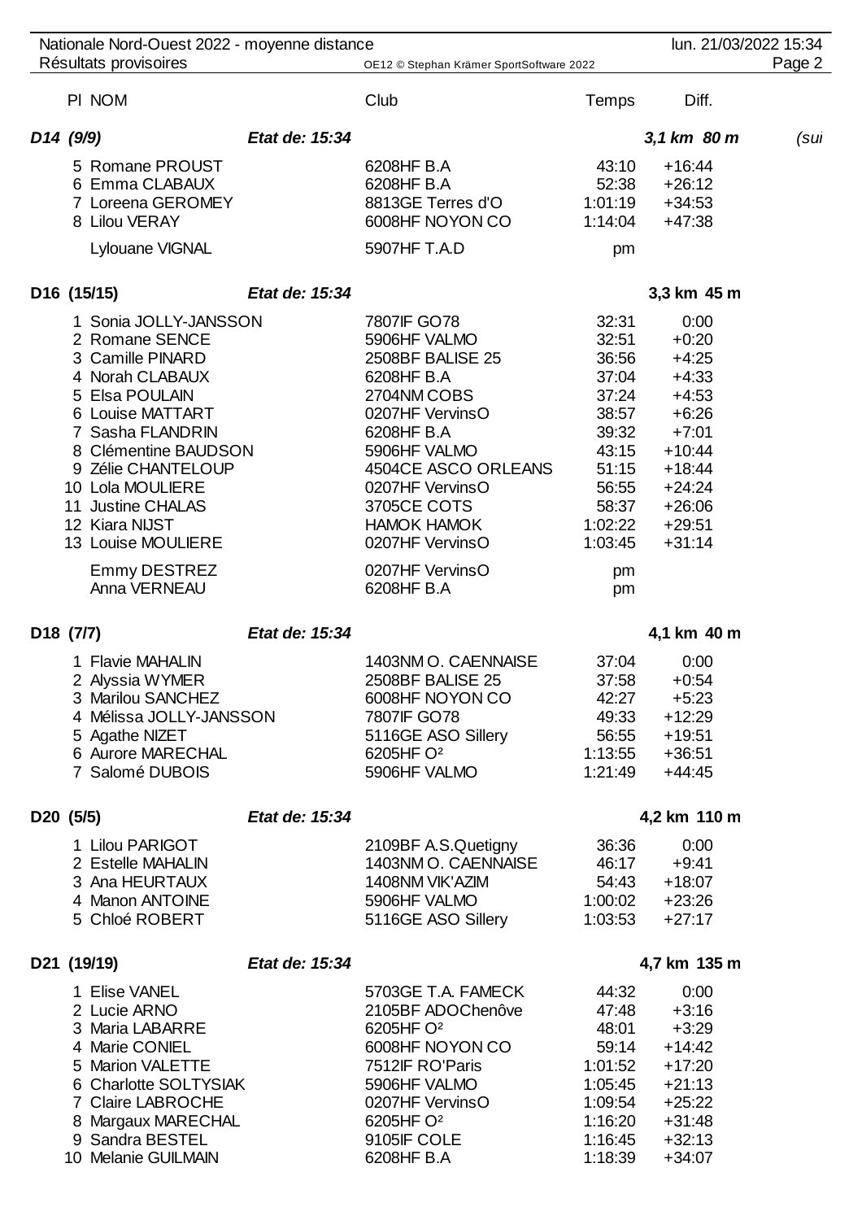| Pl | NOM | Club | Temps | Diff. |
|---|---|---|---|---|
| **D14 (9/9)** | *Etat de: 15:34* | | | ***3,1 km 80 m*** *(sui* |
| 5 | Romane PROUST | 6208HF B.A | 43:10 | +16:44 |
| 6 | Emma CLABAUX | 6208HF B.A | 52:38 | +26:12 |
| 7 | Loreena GEROMEY | 8813GE Terres d'O | 1:01:19 | +34:53 |
| 8 | Lilou VERAY | 6008HF NOYON CO | 1:14:04 | +47:38 |
| | Lylouane VIGNAL | 5907HF T.A.D | pm | |
| **D16 (15/15)** | *Etat de: 15:34* | | | **3,3 km 45 m** |
| 1 | Sonia JOLLY-JANSSON | 7807IF GO78 | 32:31 | 0:00 |
| 2 | Romane SENCE | 5906HF VALMO | 32:51 | +0:20 |
| 3 | Camille PINARD | 2508BF BALISE 25 | 36:56 | +4:25 |
| 4 | Norah CLABAUX | 6208HF B.A | 37:04 | +4:33 |
| 5 | Elsa POULAIN | 2704NM COBS | 37:24 | +4:53 |
| 6 | Louise MATTART | 0207HF VervinsO | 38:57 | +6:26 |
| 7 | Sasha FLANDRIN | 6208HF B.A | 39:32 | +7:01 |
| 8 | Clémentine BAUDSON | 5906HF VALMO | 43:15 | +10:44 |
| 9 | Zélie CHANTELOUP | 4504CE ASCO ORLEANS | 51:15 | +18:44 |
| 10 | Lola MOULIERE | 0207HF VervinsO | 56:55 | +24:24 |
| 11 | Justine CHALAS | 3705CE COTS | 58:37 | +26:06 |
| 12 | Kiara NIJST | HAMOK HAMOK | 1:02:22 | +29:51 |
| 13 | Louise MOULIERE | 0207HF VervinsO | 1:03:45 | +31:14 |
| | Emmy DESTREZ | 0207HF VervinsO | pm | |
| | Anna VERNEAU | 6208HF B.A | pm | |
| **D18 (7/7)** | *Etat de: 15:34* | | | **4,1 km 40 m** |
| 1 | Flavie MAHALIN | 1403NM O. CAENNAISE | 37:04 | 0:00 |
| 2 | Alyssia WYMER | 2508BF BALISE 25 | 37:58 | +0:54 |
| 3 | Marilou SANCHEZ | 6008HF NOYON CO | 42:27 | +5:23 |
| 4 | Mélissa JOLLY-JANSSON | 7807IF GO78 | 49:33 | +12:29 |
| 5 | Agathe NIZET | 5116GE ASO Sillery | 56:55 | +19:51 |
| 6 | Aurore MARECHAL | 6205HF O² | 1:13:55 | +36:51 |
| 7 | Salomé DUBOIS | 5906HF VALMO | 1:21:49 | +44:45 |
| **D20 (5/5)** | *Etat de: 15:34* | | | **4,2 km 110 m** |
| 1 | Lilou PARIGOT | 2109BF A.S.Quetigny | 36:36 | 0:00 |
| 2 | Estelle MAHALIN | 1403NM O. CAENNAISE | 46:17 | +9:41 |
| 3 | Ana HEURTAUX | 1408NM VIK'AZIM | 54:43 | +18:07 |
| 4 | Manon ANTOINE | 5906HF VALMO | 1:00:02 | +23:26 |
| 5 | Chloé ROBERT | 5116GE ASO Sillery | 1:03:53 | +27:17 |
| **D21 (19/19)** | *Etat de: 15:34* | | | **4,7 km 135 m** |
| 1 | Elise VANEL | 5703GE T.A. FAMECK | 44:32 | 0:00 |
| 2 | Lucie ARNO | 2105BF ADOChenôve | 47:48 | +3:16 |
| 3 | Maria LABARRE | 6205HF O² | 48:01 | +3:29 |
| 4 | Marie CONIEL | 6008HF NOYON CO | 59:14 | +14:42 |
| 5 | Marion VALETTE | 7512IF RO'Paris | 1:01:52 | +17:20 |
| 6 | Charlotte SOLTYSIAK | 5906HF VALMO | 1:05:45 | +21:13 |
| 7 | Claire LABROCHE | 0207HF VervinsO | 1:09:54 | +25:22 |
| 8 | Margaux MARECHAL | 6205HF O² | 1:16:20 | +31:48 |
| 9 | Sandra BESTEL | 9105IF COLE | 1:16:45 | +32:13 |
| 10 | Melanie GUILMAIN | 6208HF B.A | 1:18:39 | +34:07 |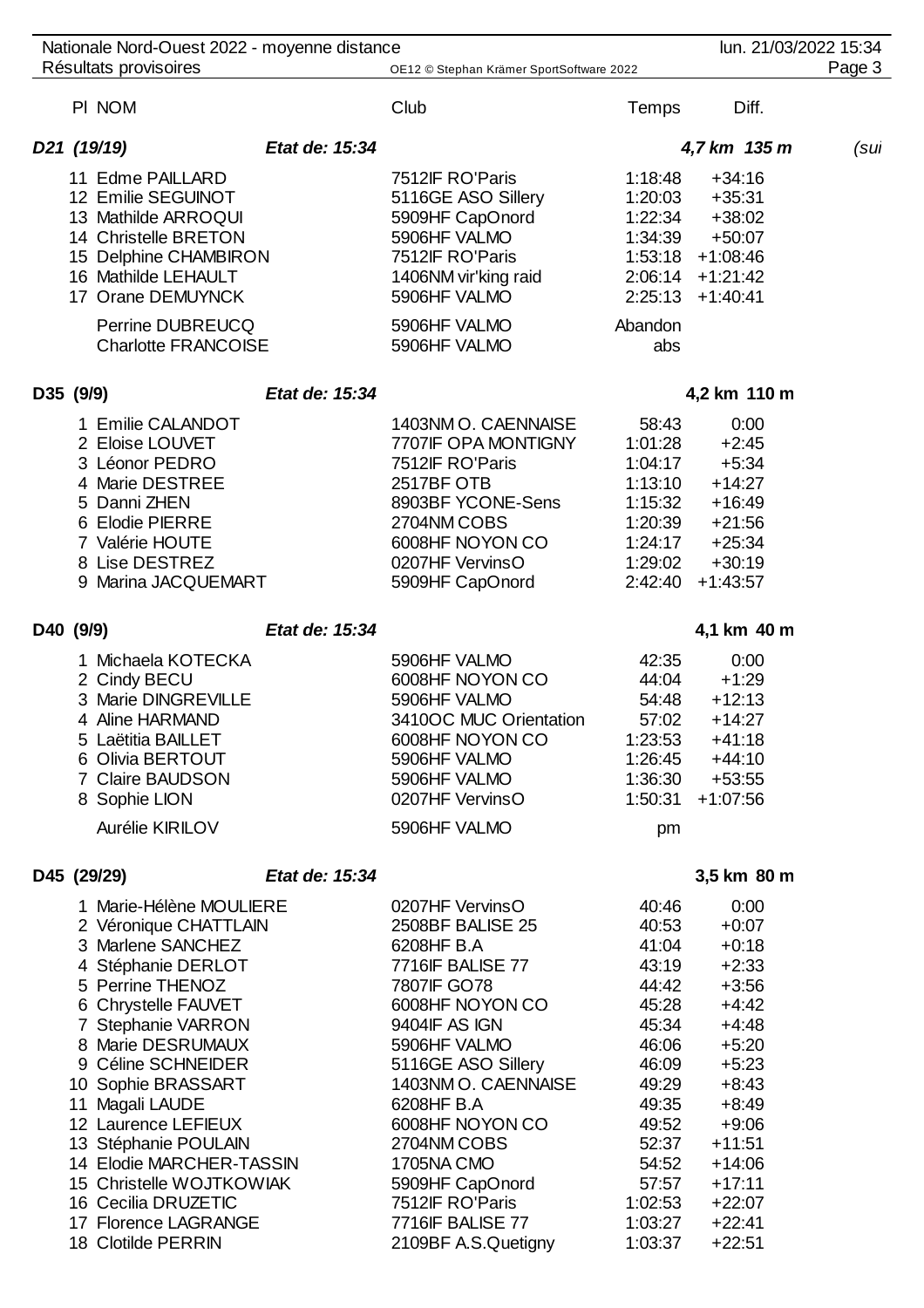| Pl | NOM | Club | Temps | Diff. |
|---|---|---|---|---|
| **D21 (19/19)** | *Etat de: 15:34* | | | *4,7 km 135 m* *(sui* |
| 11 | Edme PAILLARD | 7512IF RO'Paris | 1:18:48 | +34:16 |
| 12 | Emilie SEGUINOT | 5116GE ASO Sillery | 1:20:03 | +35:31 |
| 13 | Mathilde ARROQUI | 5909HF CapOnord | 1:22:34 | +38:02 |
| 14 | Christelle BRETON | 5906HF VALMO | 1:34:39 | +50:07 |
| 15 | Delphine CHAMBIRON | 7512IF RO'Paris | 1:53:18 | +1:08:46 |
| 16 | Mathilde LEHAULT | 1406NM vir'king raid | 2:06:14 | +1:21:42 |
| 17 | Orane DEMUYNCK | 5906HF VALMO | 2:25:13 | +1:40:41 |
| | Perrine DUBREUCQ | 5906HF VALMO | Abandon | |
| | Charlotte FRANCOISE | 5906HF VALMO | abs | |
| **D35 (9/9)** | *Etat de: 15:34* | | | **4,2 km 110 m** |
| 1 | Emilie CALANDOT | 1403NM O. CAENNAISE | 58:43 | 0:00 |
| 2 | Eloise LOUVET | 7707IF OPA MONTIGNY | 1:01:28 | +2:45 |
| 3 | Léonor PEDRO | 7512IF RO'Paris | 1:04:17 | +5:34 |
| 4 | Marie DESTREE | 2517BF OTB | 1:13:10 | +14:27 |
| 5 | Danni ZHEN | 8903BF YCONE-Sens | 1:15:32 | +16:49 |
| 6 | Elodie PIERRE | 2704NM COBS | 1:20:39 | +21:56 |
| 7 | Valérie HOUTE | 6008HF NOYON CO | 1:24:17 | +25:34 |
| 8 | Lise DESTREZ | 0207HF VervinsO | 1:29:02 | +30:19 |
| 9 | Marina JACQUEMART | 5909HF CapOnord | 2:42:40 | +1:43:57 |
| **D40 (9/9)** | *Etat de: 15:34* | | | **4,1 km 40 m** |
| 1 | Michaela KOTECKA | 5906HF VALMO | 42:35 | 0:00 |
| 2 | Cindy BECU | 6008HF NOYON CO | 44:04 | +1:29 |
| 3 | Marie DINGREVILLE | 5906HF VALMO | 54:48 | +12:13 |
| 4 | Aline HARMAND | 3410OC MUC Orientation | 57:02 | +14:27 |
| 5 | Laëtitia BAILLET | 6008HF NOYON CO | 1:23:53 | +41:18 |
| 6 | Olivia BERTOUT | 5906HF VALMO | 1:26:45 | +44:10 |
| 7 | Claire BAUDSON | 5906HF VALMO | 1:36:30 | +53:55 |
| 8 | Sophie LION | 0207HF VervinsO | 1:50:31 | +1:07:56 |
| | Aurélie KIRILOV | 5906HF VALMO | pm | |
| **D45 (29/29)** | *Etat de: 15:34* | | | **3,5 km 80 m** |
| 1 | Marie-Hélène MOULIERE | 0207HF VervinsO | 40:46 | 0:00 |
| 2 | Véronique CHATTLAIN | 2508BF BALISE 25 | 40:53 | +0:07 |
| 3 | Marlene SANCHEZ | 6208HF B.A | 41:04 | +0:18 |
| 4 | Stéphanie DERLOT | 7716IF BALISE 77 | 43:19 | +2:33 |
| 5 | Perrine THENOZ | 7807IF GO78 | 44:42 | +3:56 |
| 6 | Chrystelle FAUVET | 6008HF NOYON CO | 45:28 | +4:42 |
| 7 | Stephanie VARRON | 9404IF AS IGN | 45:34 | +4:48 |
| 8 | Marie DESRUMAUX | 5906HF VALMO | 46:06 | +5:20 |
| 9 | Céline SCHNEIDER | 5116GE ASO Sillery | 46:09 | +5:23 |
| 10 | Sophie BRASSART | 1403NM O. CAENNAISE | 49:29 | +8:43 |
| 11 | Magali LAUDE | 6208HF B.A | 49:35 | +8:49 |
| 12 | Laurence LEFIEUX | 6008HF NOYON CO | 49:52 | +9:06 |
| 13 | Stéphanie POULAIN | 2704NM COBS | 52:37 | +11:51 |
| 14 | Elodie MARCHER-TASSIN | 1705NA CMO | 54:52 | +14:06 |
| 15 | Christelle WOJTKOWIAK | 5909HF CapOnord | 57:57 | +17:11 |
| 16 | Cecilia DRUZETIC | 7512IF RO'Paris | 1:02:53 | +22:07 |
| 17 | Florence LAGRANGE | 7716IF BALISE 77 | 1:03:27 | +22:41 |
| 18 | Clotilde PERRIN | 2109BF A.S.Quetigny | 1:03:37 | +22:51 |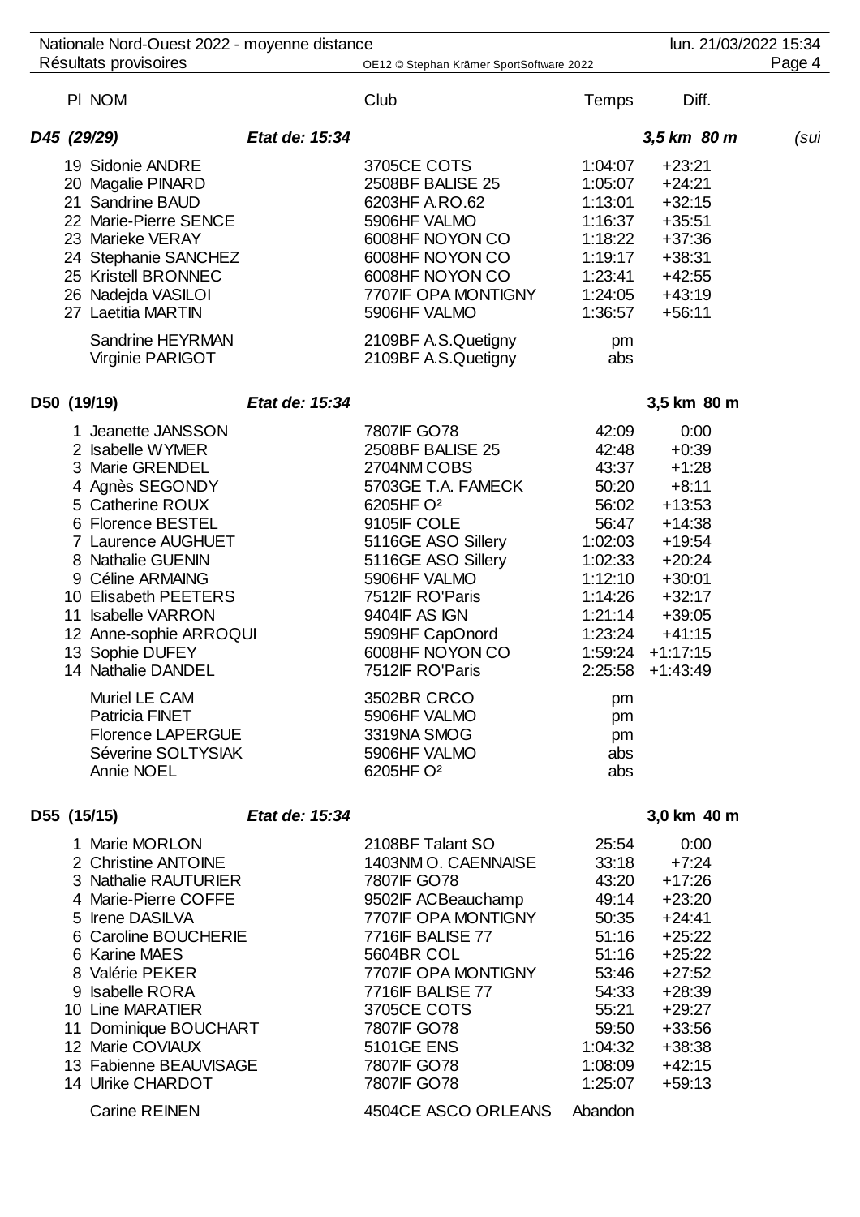| Pl | NOM | Club | Temps | Diff. |
|---|---|---|---|---|
| ***D45 (29/29)*** | ***Etat de: 15:34*** | | | ***3,5 km 80 m (sui*** |
| 19 | Sidonie ANDRE | 3705CE COTS | 1:04:07 | +23:21 |
| 20 | Magalie PINARD | 2508BF BALISE 25 | 1:05:07 | +24:21 |
| 21 | Sandrine BAUD | 6203HF A.RO.62 | 1:13:01 | +32:15 |
| 22 | Marie-Pierre SENCE | 5906HF VALMO | 1:16:37 | +35:51 |
| 23 | Marieke VERAY | 6008HF NOYON CO | 1:18:22 | +37:36 |
| 24 | Stephanie SANCHEZ | 6008HF NOYON CO | 1:19:17 | +38:31 |
| 25 | Kristell BRONNEC | 6008HF NOYON CO | 1:23:41 | +42:55 |
| 26 | Nadejda VASILOI | 7707IF OPA MONTIGNY | 1:24:05 | +43:19 |
| 27 | Laetitia MARTIN | 5906HF VALMO | 1:36:57 | +56:11 |
| | Sandrine HEYRMAN | 2109BF A.S.Quetigny | pm | |
| | Virginie PARIGOT | 2109BF A.S.Quetigny | abs | |
| **D50 (19/19)** | ***Etat de: 15:34*** | | | **3,5 km 80 m** |
| 1 | Jeanette JANSSON | 7807IF GO78 | 42:09 | 0:00 |
| 2 | Isabelle WYMER | 2508BF BALISE 25 | 42:48 | +0:39 |
| 3 | Marie GRENDEL | 2704NM COBS | 43:37 | +1:28 |
| 4 | Agnès SEGONDY | 5703GE T.A. FAMECK | 50:20 | +8:11 |
| 5 | Catherine ROUX | 6205HF O² | 56:02 | +13:53 |
| 6 | Florence BESTEL | 9105IF COLE | 56:47 | +14:38 |
| 7 | Laurence AUGHUET | 5116GE ASO Sillery | 1:02:03 | +19:54 |
| 8 | Nathalie GUENIN | 5116GE ASO Sillery | 1:02:33 | +20:24 |
| 9 | Céline ARMAING | 5906HF VALMO | 1:12:10 | +30:01 |
| 10 | Elisabeth PEETERS | 7512IF RO'Paris | 1:14:26 | +32:17 |
| 11 | Isabelle VARRON | 9404IF AS IGN | 1:21:14 | +39:05 |
| 12 | Anne-sophie ARROQUI | 5909HF CapOnord | 1:23:24 | +41:15 |
| 13 | Sophie DUFEY | 6008HF NOYON CO | 1:59:24 | +1:17:15 |
| 14 | Nathalie DANDEL | 7512IF RO'Paris | 2:25:58 | +1:43:49 |
| | Muriel LE CAM | 3502BR CRCO | pm | |
| | Patricia FINET | 5906HF VALMO | pm | |
| | Florence LAPERGUE | 3319NA SMOG | pm | |
| | Séverine SOLTYSIAK | 5906HF VALMO | abs | |
| | Annie NOEL | 6205HF O² | abs | |
| **D55 (15/15)** | ***Etat de: 15:34*** | | | **3,0 km 40 m** |
| 1 | Marie MORLON | 2108BF Talant SO | 25:54 | 0:00 |
| 2 | Christine ANTOINE | 1403NM O. CAENNAISE | 33:18 | +7:24 |
| 3 | Nathalie RAUTURIER | 7807IF GO78 | 43:20 | +17:26 |
| 4 | Marie-Pierre COFFE | 9502IF ACBeauchamp | 49:14 | +23:20 |
| 5 | Irene DASILVA | 7707IF OPA MONTIGNY | 50:35 | +24:41 |
| 6 | Caroline BOUCHERIE | 7716IF BALISE 77 | 51:16 | +25:22 |
| 6 | Karine MAES | 5604BR COL | 51:16 | +25:22 |
| 8 | Valérie PEKER | 7707IF OPA MONTIGNY | 53:46 | +27:52 |
| 9 | Isabelle RORA | 7716IF BALISE 77 | 54:33 | +28:39 |
| 10 | Line MARATIER | 3705CE COTS | 55:21 | +29:27 |
| 11 | Dominique BOUCHART | 7807IF GO78 | 59:50 | +33:56 |
| 12 | Marie COVIAUX | 5101GE ENS | 1:04:32 | +38:38 |
| 13 | Fabienne BEAUVISAGE | 7807IF GO78 | 1:08:09 | +42:15 |
| 14 | Ulrike CHARDOT | 7807IF GO78 | 1:25:07 | +59:13 |
| | Carine REINEN | 4504CE ASCO ORLEANS | Abandon | |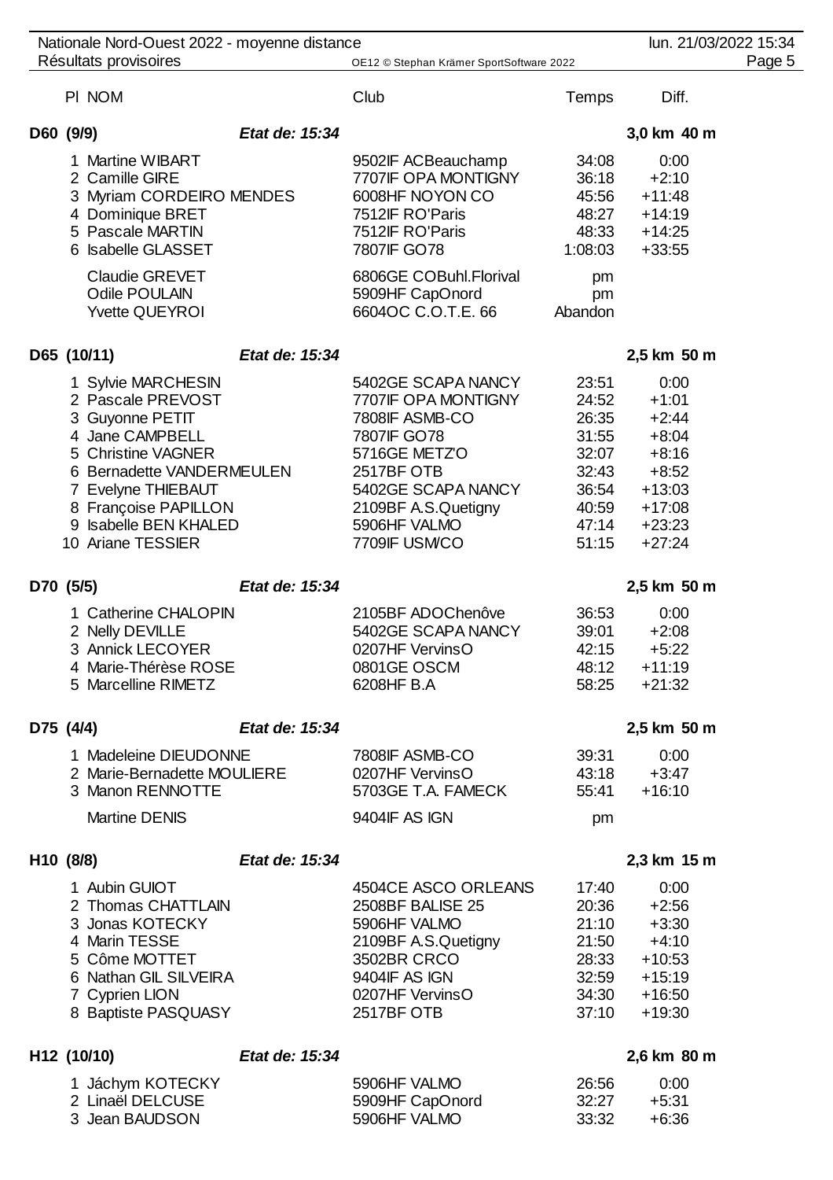Nationale Nord-Ouest 2022 - moyenne distance — lun. 21/03/2022 15:34

Résultats provisoires — OE12 © Stephan Krämer SportSoftware 2022

### D60 (9/9) — *Etat de: 15:34* — 3,0 km 40 m

| Pl | NOM | Club | Temps | Diff. |
|---|---|---|---|---|
| 1 | Martine WIBART | 9502IF ACBeauchamp | 34:08 | 0:00 |
| 2 | Camille GIRE | 7707IF OPA MONTIGNY | 36:18 | +2:10 |
| 3 | Myriam CORDEIRO MENDES | 6008HF NOYON CO | 45:56 | +11:48 |
| 4 | Dominique BRET | 7512IF RO'Paris | 48:27 | +14:19 |
| 5 | Pascale MARTIN | 7512IF RO'Paris | 48:33 | +14:25 |
| 6 | Isabelle GLASSET | 7807IF GO78 | 1:08:03 | +33:55 |
| | Claudie GREVET | 6806GE COBuhl.Florival | pm | |
| | Odile POULAIN | 5909HF CapOnord | pm | |
| | Yvette QUEYROI | 6604OC C.O.T.E. 66 | Abandon | |

### D65 (10/11) — *Etat de: 15:34* — 2,5 km 50 m

| Pl | NOM | Club | Temps | Diff. |
|---|---|---|---|---|
| 1 | Sylvie MARCHESIN | 5402GE SCAPA NANCY | 23:51 | 0:00 |
| 2 | Pascale PREVOST | 7707IF OPA MONTIGNY | 24:52 | +1:01 |
| 3 | Guyonne PETIT | 7808IF ASMB-CO | 26:35 | +2:44 |
| 4 | Jane CAMPBELL | 7807IF GO78 | 31:55 | +8:04 |
| 5 | Christine VAGNER | 5716GE METZ'O | 32:07 | +8:16 |
| 6 | Bernadette VANDERMEULEN | 2517BF OTB | 32:43 | +8:52 |
| 7 | Evelyne THIEBAUT | 5402GE SCAPA NANCY | 36:54 | +13:03 |
| 8 | Françoise PAPILLON | 2109BF A.S.Quetigny | 40:59 | +17:08 |
| 9 | Isabelle BEN KHALED | 5906HF VALMO | 47:14 | +23:23 |
| 10 | Ariane TESSIER | 7709IF USM/CO | 51:15 | +27:24 |

### D70 (5/5) — *Etat de: 15:34* — 2,5 km 50 m

| Pl | NOM | Club | Temps | Diff. |
|---|---|---|---|---|
| 1 | Catherine CHALOPIN | 2105BF ADOChenôve | 36:53 | 0:00 |
| 2 | Nelly DEVILLE | 5402GE SCAPA NANCY | 39:01 | +2:08 |
| 3 | Annick LECOYER | 0207HF VervinsO | 42:15 | +5:22 |
| 4 | Marie-Thérèse ROSE | 0801GE OSCM | 48:12 | +11:19 |
| 5 | Marcelline RIMETZ | 6208HF B.A | 58:25 | +21:32 |

### D75 (4/4) — *Etat de: 15:34* — 2,5 km 50 m

| Pl | NOM | Club | Temps | Diff. |
|---|---|---|---|---|
| 1 | Madeleine DIEUDONNE | 7808IF ASMB-CO | 39:31 | 0:00 |
| 2 | Marie-Bernadette MOULIERE | 0207HF VervinsO | 43:18 | +3:47 |
| 3 | Manon RENNOTTE | 5703GE T.A. FAMECK | 55:41 | +16:10 |
| | Martine DENIS | 9404IF AS IGN | pm | |

### H10 (8/8) — *Etat de: 15:34* — 2,3 km 15 m

| Pl | NOM | Club | Temps | Diff. |
|---|---|---|---|---|
| 1 | Aubin GUIOT | 4504CE ASCO ORLEANS | 17:40 | 0:00 |
| 2 | Thomas CHATTLAIN | 2508BF BALISE 25 | 20:36 | +2:56 |
| 3 | Jonas KOTECKY | 5906HF VALMO | 21:10 | +3:30 |
| 4 | Marin TESSE | 2109BF A.S.Quetigny | 21:50 | +4:10 |
| 5 | Côme MOTTET | 3502BR CRCO | 28:33 | +10:53 |
| 6 | Nathan GIL SILVEIRA | 9404IF AS IGN | 32:59 | +15:19 |
| 7 | Cyprien LION | 0207HF VervinsO | 34:30 | +16:50 |
| 8 | Baptiste PASQUASY | 2517BF OTB | 37:10 | +19:30 |

### H12 (10/10) — *Etat de: 15:34* — 2,6 km 80 m

| Pl | NOM | Club | Temps | Diff. |
|---|---|---|---|---|
| 1 | Jáchym KOTECKY | 5906HF VALMO | 26:56 | 0:00 |
| 2 | Linaël DELCUSE | 5909HF CapOnord | 32:27 | +5:31 |
| 3 | Jean BAUDSON | 5906HF VALMO | 33:32 | +6:36 |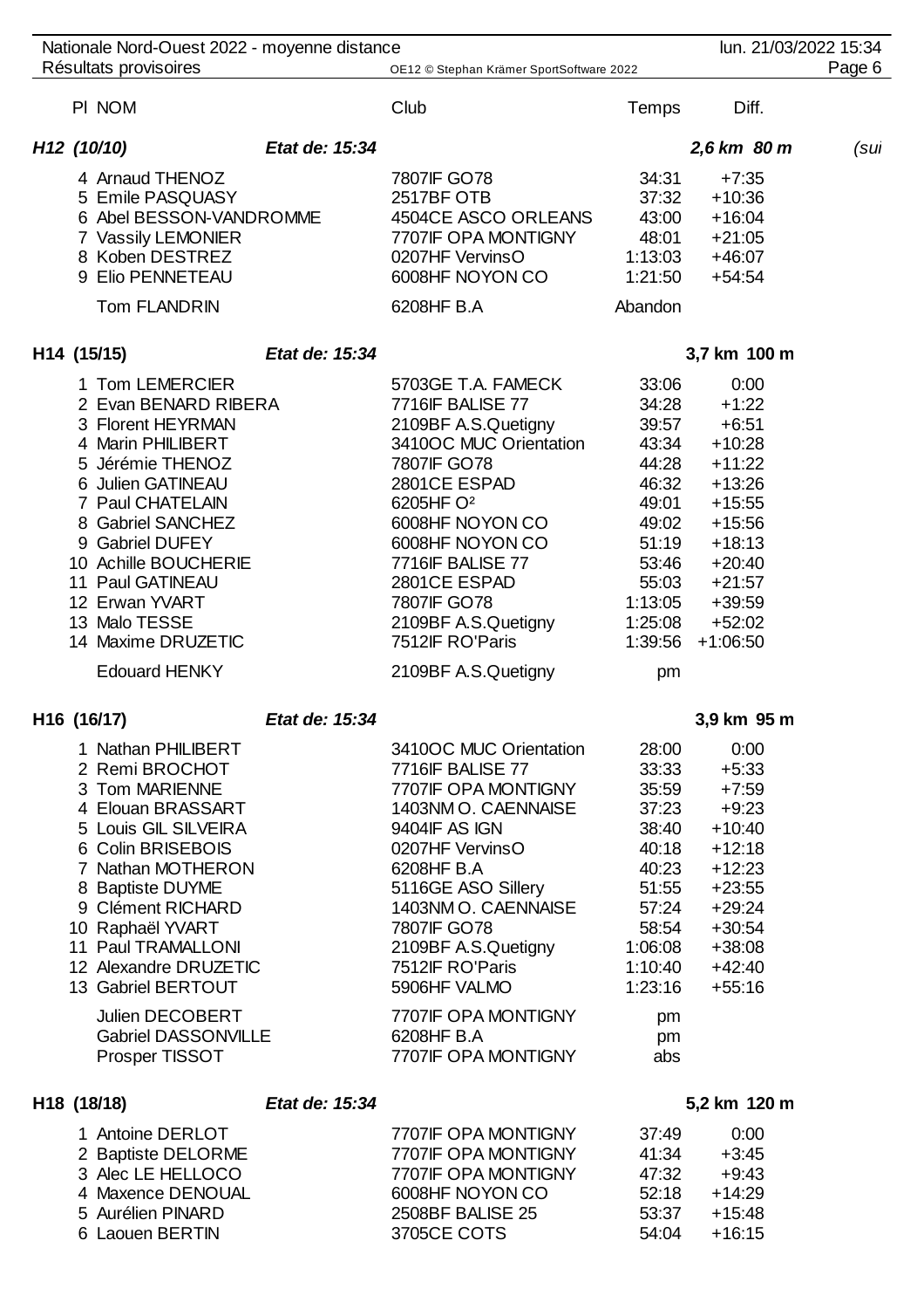Nationale Nord-Ouest 2022 - moyenne distance
Résultats provisoires

| Pl | NOM | Club | Temps | Diff. |
|---|---|---|---|---|

## *H12 (10/10)* — *Etat de: 15:34* — *2,6 km 80 m* *(sui*

| Pl | NOM | Club | Temps | Diff. |
|---|---|---|---|---|
| 4 | Arnaud THENOZ | 7807IF GO78 | 34:31 | +7:35 |
| 5 | Emile PASQUASY | 2517BF OTB | 37:32 | +10:36 |
| 6 | Abel BESSON-VANDROMME | 4504CE ASCO ORLEANS | 43:00 | +16:04 |
| 7 | Vassily LEMONIER | 7707IF OPA MONTIGNY | 48:01 | +21:05 |
| 8 | Koben DESTREZ | 0207HF VervinsO | 1:13:03 | +46:07 |
| 9 | Elio PENNETEAU | 6008HF NOYON CO | 1:21:50 | +54:54 |
| | Tom FLANDRIN | 6208HF B.A | Abandon | |

## H14 (15/15) — *Etat de: 15:34* — 3,7 km 100 m

| Pl | NOM | Club | Temps | Diff. |
|---|---|---|---|---|
| 1 | Tom LEMERCIER | 5703GE T.A. FAMECK | 33:06 | 0:00 |
| 2 | Evan BENARD RIBERA | 7716IF BALISE 77 | 34:28 | +1:22 |
| 3 | Florent HEYRMAN | 2109BF A.S.Quetigny | 39:57 | +6:51 |
| 4 | Marin PHILIBERT | 3410OC MUC Orientation | 43:34 | +10:28 |
| 5 | Jérémie THENOZ | 7807IF GO78 | 44:28 | +11:22 |
| 6 | Julien GATINEAU | 2801CE ESPAD | 46:32 | +13:26 |
| 7 | Paul CHATELAIN | 6205HF O² | 49:01 | +15:55 |
| 8 | Gabriel SANCHEZ | 6008HF NOYON CO | 49:02 | +15:56 |
| 9 | Gabriel DUFEY | 6008HF NOYON CO | 51:19 | +18:13 |
| 10 | Achille BOUCHERIE | 7716IF BALISE 77 | 53:46 | +20:40 |
| 11 | Paul GATINEAU | 2801CE ESPAD | 55:03 | +21:57 |
| 12 | Erwan YVART | 7807IF GO78 | 1:13:05 | +39:59 |
| 13 | Malo TESSE | 2109BF A.S.Quetigny | 1:25:08 | +52:02 |
| 14 | Maxime DRUZETIC | 7512IF RO'Paris | 1:39:56 | +1:06:50 |
| | Edouard HENKY | 2109BF A.S.Quetigny | pm | |

## H16 (16/17) — *Etat de: 15:34* — 3,9 km 95 m

| Pl | NOM | Club | Temps | Diff. |
|---|---|---|---|---|
| 1 | Nathan PHILIBERT | 3410OC MUC Orientation | 28:00 | 0:00 |
| 2 | Remi BROCHOT | 7716IF BALISE 77 | 33:33 | +5:33 |
| 3 | Tom MARIENNE | 7707IF OPA MONTIGNY | 35:59 | +7:59 |
| 4 | Elouan BRASSART | 1403NM O. CAENNAISE | 37:23 | +9:23 |
| 5 | Louis GIL SILVEIRA | 9404IF AS IGN | 38:40 | +10:40 |
| 6 | Colin BRISEBOIS | 0207HF VervinsO | 40:18 | +12:18 |
| 7 | Nathan MOTHERON | 6208HF B.A | 40:23 | +12:23 |
| 8 | Baptiste DUYME | 5116GE ASO Sillery | 51:55 | +23:55 |
| 9 | Clément RICHARD | 1403NM O. CAENNAISE | 57:24 | +29:24 |
| 10 | Raphaël YVART | 7807IF GO78 | 58:54 | +30:54 |
| 11 | Paul TRAMALLONI | 2109BF A.S.Quetigny | 1:06:08 | +38:08 |
| 12 | Alexandre DRUZETIC | 7512IF RO'Paris | 1:10:40 | +42:40 |
| 13 | Gabriel BERTOUT | 5906HF VALMO | 1:23:16 | +55:16 |
| | Julien DECOBERT | 7707IF OPA MONTIGNY | pm | |
| | Gabriel DASSONVILLE | 6208HF B.A | pm | |
| | Prosper TISSOT | 7707IF OPA MONTIGNY | abs | |

## H18 (18/18) — *Etat de: 15:34* — 5,2 km 120 m

| Pl | NOM | Club | Temps | Diff. |
|---|---|---|---|---|
| 1 | Antoine DERLOT | 7707IF OPA MONTIGNY | 37:49 | 0:00 |
| 2 | Baptiste DELORME | 7707IF OPA MONTIGNY | 41:34 | +3:45 |
| 3 | Alec LE HELLOCO | 7707IF OPA MONTIGNY | 47:32 | +9:43 |
| 4 | Maxence DENOUAL | 6008HF NOYON CO | 52:18 | +14:29 |
| 5 | Aurélien PINARD | 2508BF BALISE 25 | 53:37 | +15:48 |
| 6 | Laouen BERTIN | 3705CE COTS | 54:04 | +16:15 |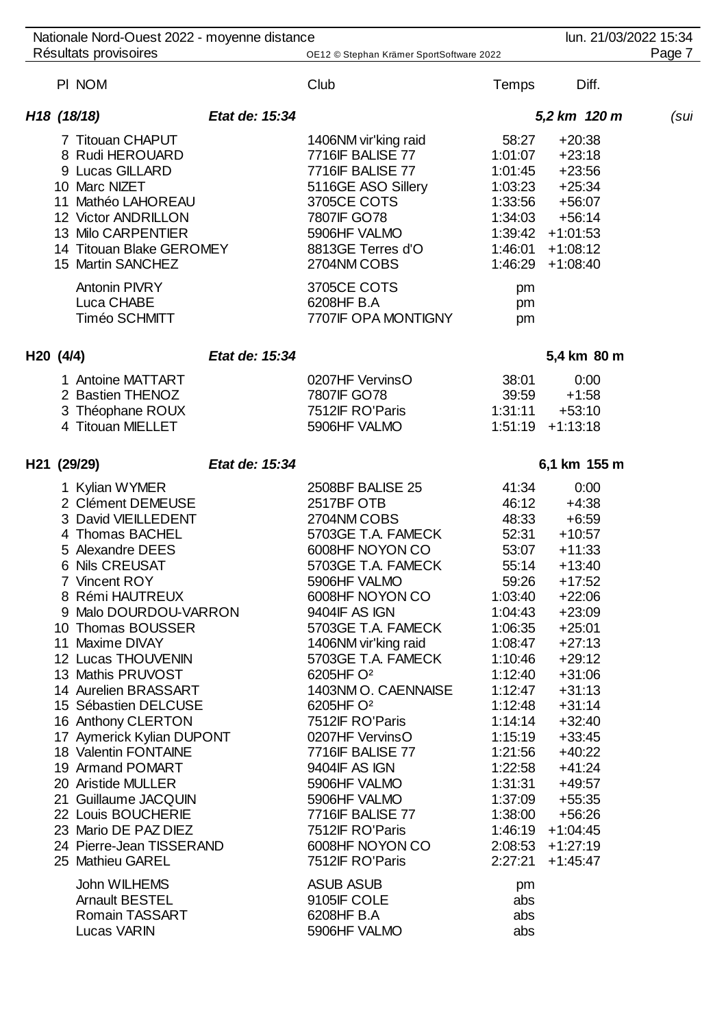| Pl | NOM | Club | Temps | Diff. |
|---|---|---|---|---|

## H18 (18/18) *Etat de: 15:34* — *5,2 km 120 m* *(sui*

| Pl | NOM | Club | Temps | Diff. |
|---|---|---|---|---|
| 7 | Titouan CHAPUT | 1406NM vir'king raid | 58:27 | +20:38 |
| 8 | Rudi HEROUARD | 7716IF BALISE 77 | 1:01:07 | +23:18 |
| 9 | Lucas GILLARD | 7716IF BALISE 77 | 1:01:45 | +23:56 |
| 10 | Marc NIZET | 5116GE ASO Sillery | 1:03:23 | +25:34 |
| 11 | Mathéo LAHOREAU | 3705CE COTS | 1:33:56 | +56:07 |
| 12 | Victor ANDRILLON | 7807IF GO78 | 1:34:03 | +56:14 |
| 13 | Milo CARPENTIER | 5906HF VALMO | 1:39:42 | +1:01:53 |
| 14 | Titouan Blake GEROMEY | 8813GE Terres d'O | 1:46:01 | +1:08:12 |
| 15 | Martin SANCHEZ | 2704NM COBS | 1:46:29 | +1:08:40 |
| | Antonin PIVRY | 3705CE COTS | pm | |
| | Luca CHABE | 6208HF B.A | pm | |
| | Timéo SCHMITT | 7707IF OPA MONTIGNY | pm | |

## H20 (4/4) *Etat de: 15:34* — 5,4 km 80 m

| Pl | NOM | Club | Temps | Diff. |
|---|---|---|---|---|
| 1 | Antoine MATTART | 0207HF VervinsO | 38:01 | 0:00 |
| 2 | Bastien THENOZ | 7807IF GO78 | 39:59 | +1:58 |
| 3 | Théophane ROUX | 7512IF RO'Paris | 1:31:11 | +53:10 |
| 4 | Titouan MIELLET | 5906HF VALMO | 1:51:19 | +1:13:18 |

## H21 (29/29) *Etat de: 15:34* — 6,1 km 155 m

| Pl | NOM | Club | Temps | Diff. |
|---|---|---|---|---|
| 1 | Kylian WYMER | 2508BF BALISE 25 | 41:34 | 0:00 |
| 2 | Clément DEMEUSE | 2517BF OTB | 46:12 | +4:38 |
| 3 | David VIEILLEDENT | 2704NM COBS | 48:33 | +6:59 |
| 4 | Thomas BACHEL | 5703GE T.A. FAMECK | 52:31 | +10:57 |
| 5 | Alexandre DEES | 6008HF NOYON CO | 53:07 | +11:33 |
| 6 | Nils CREUSAT | 5703GE T.A. FAMECK | 55:14 | +13:40 |
| 7 | Vincent ROY | 5906HF VALMO | 59:26 | +17:52 |
| 8 | Rémi HAUTREUX | 6008HF NOYON CO | 1:03:40 | +22:06 |
| 9 | Malo DOURDOU-VARRON | 9404IF AS IGN | 1:04:43 | +23:09 |
| 10 | Thomas BOUSSER | 5703GE T.A. FAMECK | 1:06:35 | +25:01 |
| 11 | Maxime DIVAY | 1406NM vir'king raid | 1:08:47 | +27:13 |
| 12 | Lucas THOUVENIN | 5703GE T.A. FAMECK | 1:10:46 | +29:12 |
| 13 | Mathis PRUVOST | 6205HF O² | 1:12:40 | +31:06 |
| 14 | Aurelien BRASSART | 1403NM O. CAENNAISE | 1:12:47 | +31:13 |
| 15 | Sébastien DELCUSE | 6205HF O² | 1:12:48 | +31:14 |
| 16 | Anthony CLERTON | 7512IF RO'Paris | 1:14:14 | +32:40 |
| 17 | Aymerick Kylian DUPONT | 0207HF VervinsO | 1:15:19 | +33:45 |
| 18 | Valentin FONTAINE | 7716IF BALISE 77 | 1:21:56 | +40:22 |
| 19 | Armand POMART | 9404IF AS IGN | 1:22:58 | +41:24 |
| 20 | Aristide MULLER | 5906HF VALMO | 1:31:31 | +49:57 |
| 21 | Guillaume JACQUIN | 5906HF VALMO | 1:37:09 | +55:35 |
| 22 | Louis BOUCHERIE | 7716IF BALISE 77 | 1:38:00 | +56:26 |
| 23 | Mario DE PAZ DIEZ | 7512IF RO'Paris | 1:46:19 | +1:04:45 |
| 24 | Pierre-Jean TISSERAND | 6008HF NOYON CO | 2:08:53 | +1:27:19 |
| 25 | Mathieu GAREL | 7512IF RO'Paris | 2:27:21 | +1:45:47 |
| | John WILHEMS | ASUB ASUB | pm | |
| | Arnault BESTEL | 9105IF COLE | abs | |
| | Romain TASSART | 6208HF B.A | abs | |
| | Lucas VARIN | 5906HF VALMO | abs | |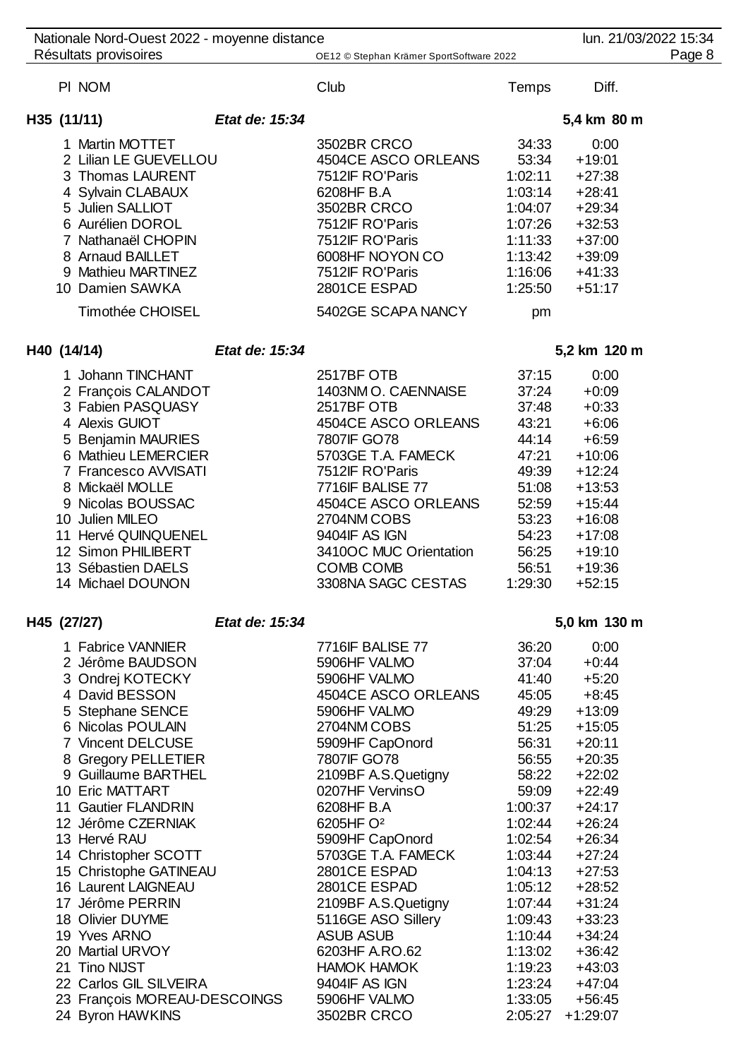| Pl | NOM | Club | Temps | Diff. |
|---|---|---|---|---|
| **H35 (11/11)** | ***Etat de: 15:34*** | | | **5,4 km 80 m** |
| 1 | Martin MOTTET | 3502BR CRCO | 34:33 | 0:00 |
| 2 | Lilian LE GUEVELLOU | 4504CE ASCO ORLEANS | 53:34 | +19:01 |
| 3 | Thomas LAURENT | 7512IF RO'Paris | 1:02:11 | +27:38 |
| 4 | Sylvain CLABAUX | 6208HF B.A | 1:03:14 | +28:41 |
| 5 | Julien SALLIOT | 3502BR CRCO | 1:04:07 | +29:34 |
| 6 | Aurélien DOROL | 7512IF RO'Paris | 1:07:26 | +32:53 |
| 7 | Nathanaël CHOPIN | 7512IF RO'Paris | 1:11:33 | +37:00 |
| 8 | Arnaud BAILLET | 6008HF NOYON CO | 1:13:42 | +39:09 |
| 9 | Mathieu MARTINEZ | 7512IF RO'Paris | 1:16:06 | +41:33 |
| 10 | Damien SAWKA | 2801CE ESPAD | 1:25:50 | +51:17 |
| | Timothée CHOISEL | 5402GE SCAPA NANCY | pm | |
| **H40 (14/14)** | ***Etat de: 15:34*** | | | **5,2 km 120 m** |
| 1 | Johann TINCHANT | 2517BF OTB | 37:15 | 0:00 |
| 2 | François CALANDOT | 1403NM O. CAENNAISE | 37:24 | +0:09 |
| 3 | Fabien PASQUASY | 2517BF OTB | 37:48 | +0:33 |
| 4 | Alexis GUIOT | 4504CE ASCO ORLEANS | 43:21 | +6:06 |
| 5 | Benjamin MAURIES | 7807IF GO78 | 44:14 | +6:59 |
| 6 | Mathieu LEMERCIER | 5703GE T.A. FAMECK | 47:21 | +10:06 |
| 7 | Francesco AVVISATI | 7512IF RO'Paris | 49:39 | +12:24 |
| 8 | Mickaël MOLLE | 7716IF BALISE 77 | 51:08 | +13:53 |
| 9 | Nicolas BOUSSAC | 4504CE ASCO ORLEANS | 52:59 | +15:44 |
| 10 | Julien MILEO | 2704NM COBS | 53:23 | +16:08 |
| 11 | Hervé QUINQUENEL | 9404IF AS IGN | 54:23 | +17:08 |
| 12 | Simon PHILIBERT | 3410OC MUC Orientation | 56:25 | +19:10 |
| 13 | Sébastien DAELS | COMB COMB | 56:51 | +19:36 |
| 14 | Michael DOUNON | 3308NA SAGC CESTAS | 1:29:30 | +52:15 |
| **H45 (27/27)** | ***Etat de: 15:34*** | | | **5,0 km 130 m** |
| 1 | Fabrice VANNIER | 7716IF BALISE 77 | 36:20 | 0:00 |
| 2 | Jérôme BAUDSON | 5906HF VALMO | 37:04 | +0:44 |
| 3 | Ondrej KOTECKY | 5906HF VALMO | 41:40 | +5:20 |
| 4 | David BESSON | 4504CE ASCO ORLEANS | 45:05 | +8:45 |
| 5 | Stephane SENCE | 5906HF VALMO | 49:29 | +13:09 |
| 6 | Nicolas POULAIN | 2704NM COBS | 51:25 | +15:05 |
| 7 | Vincent DELCUSE | 5909HF CapOnord | 56:31 | +20:11 |
| 8 | Gregory PELLETIER | 7807IF GO78 | 56:55 | +20:35 |
| 9 | Guillaume BARTHEL | 2109BF A.S.Quetigny | 58:22 | +22:02 |
| 10 | Eric MATTART | 0207HF VervinsO | 59:09 | +22:49 |
| 11 | Gautier FLANDRIN | 6208HF B.A | 1:00:37 | +24:17 |
| 12 | Jérôme CZERNIAK | 6205HF O² | 1:02:44 | +26:24 |
| 13 | Hervé RAU | 5909HF CapOnord | 1:02:54 | +26:34 |
| 14 | Christopher SCOTT | 5703GE T.A. FAMECK | 1:03:44 | +27:24 |
| 15 | Christophe GATINEAU | 2801CE ESPAD | 1:04:13 | +27:53 |
| 16 | Laurent LAIGNEAU | 2801CE ESPAD | 1:05:12 | +28:52 |
| 17 | Jérôme PERRIN | 2109BF A.S.Quetigny | 1:07:44 | +31:24 |
| 18 | Olivier DUYME | 5116GE ASO Sillery | 1:09:43 | +33:23 |
| 19 | Yves ARNO | ASUB ASUB | 1:10:44 | +34:24 |
| 20 | Martial URVOY | 6203HF A.RO.62 | 1:13:02 | +36:42 |
| 21 | Tino NIJST | HAMOK HAMOK | 1:19:23 | +43:03 |
| 22 | Carlos GIL SILVEIRA | 9404IF AS IGN | 1:23:24 | +47:04 |
| 23 | François MOREAU-DESCOINGS | 5906HF VALMO | 1:33:05 | +56:45 |
| 24 | Byron HAWKINS | 3502BR CRCO | 2:05:27 | +1:29:07 |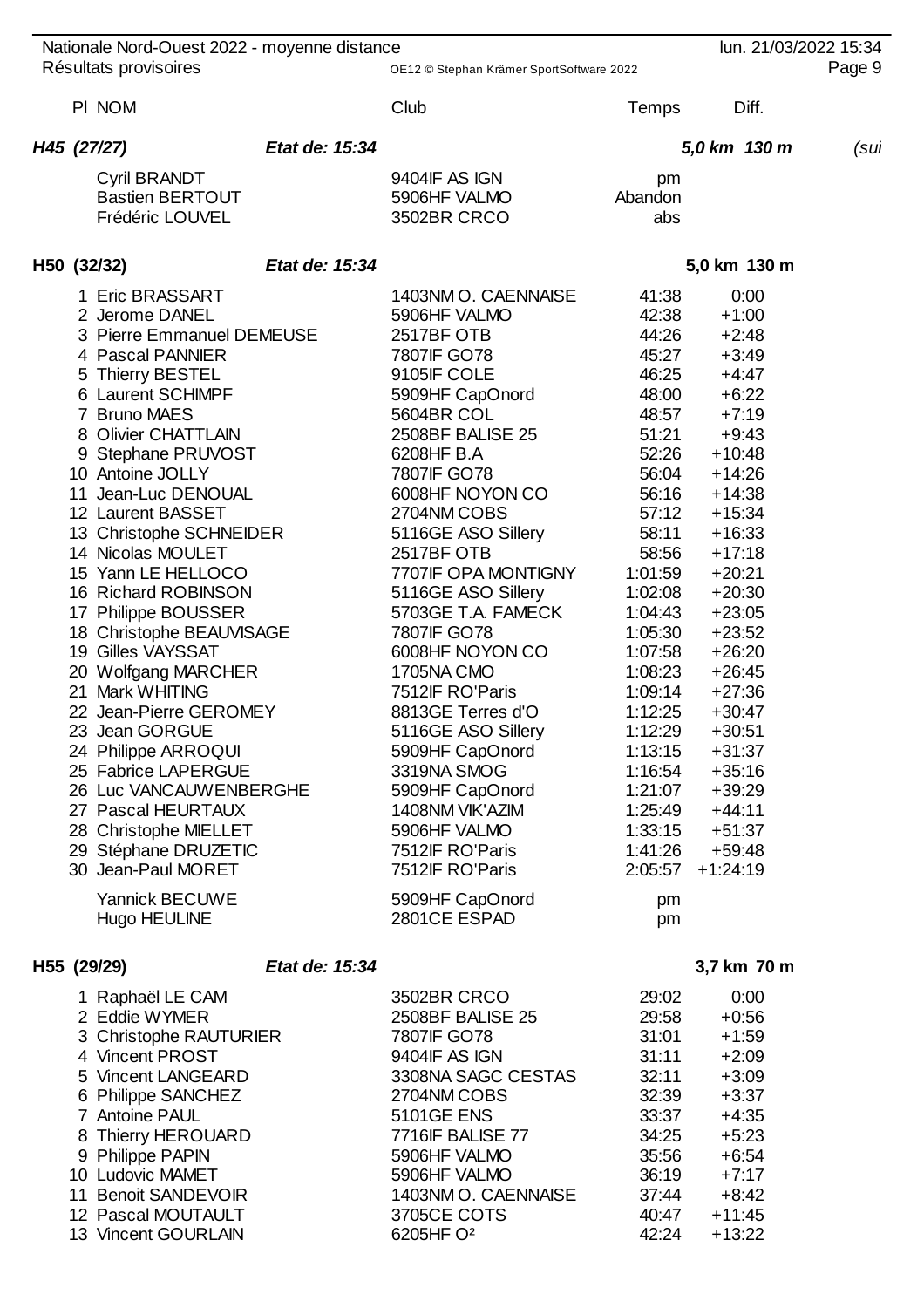| Pl | NOM | Club | Temps | Diff. |
|---|---|---|---|---|

### H45 (27/27) — Etat de: 15:34 — 5,0 km 130 m (sui

| Pl | NOM | Club | Temps | Diff. |
|---|---|---|---|---|
| | Cyril BRANDT | 9404IF AS IGN | pm | |
| | Bastien BERTOUT | 5906HF VALMO | Abandon | |
| | Frédéric LOUVEL | 3502BR CRCO | abs | |

### H50 (32/32) — Etat de: 15:34 — 5,0 km 130 m

| Pl | NOM | Club | Temps | Diff. |
|---|---|---|---|---|
| 1 | Eric BRASSART | 1403NM O. CAENNAISE | 41:38 | 0:00 |
| 2 | Jerome DANEL | 5906HF VALMO | 42:38 | +1:00 |
| 3 | Pierre Emmanuel DEMEUSE | 2517BF OTB | 44:26 | +2:48 |
| 4 | Pascal PANNIER | 7807IF GO78 | 45:27 | +3:49 |
| 5 | Thierry BESTEL | 9105IF COLE | 46:25 | +4:47 |
| 6 | Laurent SCHIMPF | 5909HF CapOnord | 48:00 | +6:22 |
| 7 | Bruno MAES | 5604BR COL | 48:57 | +7:19 |
| 8 | Olivier CHATTLAIN | 2508BF BALISE 25 | 51:21 | +9:43 |
| 9 | Stephane PRUVOST | 6208HF B.A | 52:26 | +10:48 |
| 10 | Antoine JOLLY | 7807IF GO78 | 56:04 | +14:26 |
| 11 | Jean-Luc DENOUAL | 6008HF NOYON CO | 56:16 | +14:38 |
| 12 | Laurent BASSET | 2704NM COBS | 57:12 | +15:34 |
| 13 | Christophe SCHNEIDER | 5116GE ASO Sillery | 58:11 | +16:33 |
| 14 | Nicolas MOULET | 2517BF OTB | 58:56 | +17:18 |
| 15 | Yann LE HELLOCO | 7707IF OPA MONTIGNY | 1:01:59 | +20:21 |
| 16 | Richard ROBINSON | 5116GE ASO Sillery | 1:02:08 | +20:30 |
| 17 | Philippe BOUSSER | 5703GE T.A. FAMECK | 1:04:43 | +23:05 |
| 18 | Christophe BEAUVISAGE | 7807IF GO78 | 1:05:30 | +23:52 |
| 19 | Gilles VAYSSAT | 6008HF NOYON CO | 1:07:58 | +26:20 |
| 20 | Wolfgang MARCHER | 1705NA CMO | 1:08:23 | +26:45 |
| 21 | Mark WHITING | 7512IF RO'Paris | 1:09:14 | +27:36 |
| 22 | Jean-Pierre GEROMEY | 8813GE Terres d'O | 1:12:25 | +30:47 |
| 23 | Jean GORGUE | 5116GE ASO Sillery | 1:12:29 | +30:51 |
| 24 | Philippe ARROQUI | 5909HF CapOnord | 1:13:15 | +31:37 |
| 25 | Fabrice LAPERGUE | 3319NA SMOG | 1:16:54 | +35:16 |
| 26 | Luc VANCAUWENBERGHE | 5909HF CapOnord | 1:21:07 | +39:29 |
| 27 | Pascal HEURTAUX | 1408NM VIK'AZIM | 1:25:49 | +44:11 |
| 28 | Christophe MIELLET | 5906HF VALMO | 1:33:15 | +51:37 |
| 29 | Stéphane DRUZETIC | 7512IF RO'Paris | 1:41:26 | +59:48 |
| 30 | Jean-Paul MORET | 7512IF RO'Paris | 2:05:57 | +1:24:19 |
| | Yannick BECUWE | 5909HF CapOnord | pm | |
| | Hugo HEULINE | 2801CE ESPAD | pm | |

### H55 (29/29) — Etat de: 15:34 — 3,7 km 70 m

| Pl | NOM | Club | Temps | Diff. |
|---|---|---|---|---|
| 1 | Raphaël LE CAM | 3502BR CRCO | 29:02 | 0:00 |
| 2 | Eddie WYMER | 2508BF BALISE 25 | 29:58 | +0:56 |
| 3 | Christophe RAUTURIER | 7807IF GO78 | 31:01 | +1:59 |
| 4 | Vincent PROST | 9404IF AS IGN | 31:11 | +2:09 |
| 5 | Vincent LANGEARD | 3308NA SAGC CESTAS | 32:11 | +3:09 |
| 6 | Philippe SANCHEZ | 2704NM COBS | 32:39 | +3:37 |
| 7 | Antoine PAUL | 5101GE ENS | 33:37 | +4:35 |
| 8 | Thierry HEROUARD | 7716IF BALISE 77 | 34:25 | +5:23 |
| 9 | Philippe PAPIN | 5906HF VALMO | 35:56 | +6:54 |
| 10 | Ludovic MAMET | 5906HF VALMO | 36:19 | +7:17 |
| 11 | Benoit SANDEVOIR | 1403NM O. CAENNAISE | 37:44 | +8:42 |
| 12 | Pascal MOUTAULT | 3705CE COTS | 40:47 | +11:45 |
| 13 | Vincent GOURLAIN | 6205HF O² | 42:24 | +13:22 |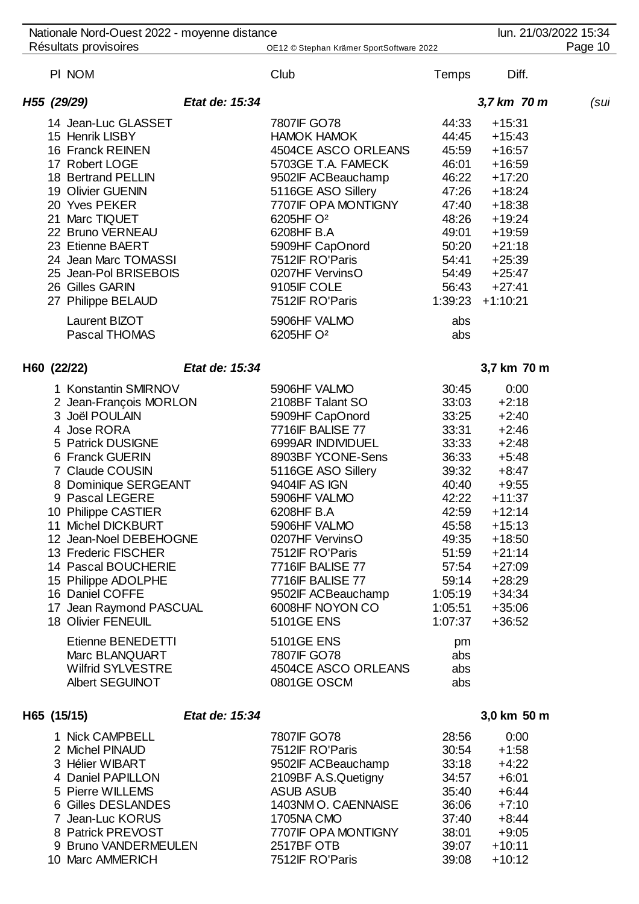| Pl | NOM | Club | Temps | Diff. |
|---|---|---|---|---|

### H55 (29/29) *Etat de: 15:34* — *3,7 km 70 m* *(sui*

| Pl | NOM | Club | Temps | Diff. |
|---|---|---|---|---|
| 14 | Jean-Luc GLASSET | 7807IF GO78 | 44:33 | +15:31 |
| 15 | Henrik LISBY | HAMOK HAMOK | 44:45 | +15:43 |
| 16 | Franck REINEN | 4504CE ASCO ORLEANS | 45:59 | +16:57 |
| 17 | Robert LOGE | 5703GE T.A. FAMECK | 46:01 | +16:59 |
| 18 | Bertrand PELLIN | 9502IF ACBeauchamp | 46:22 | +17:20 |
| 19 | Olivier GUENIN | 5116GE ASO Sillery | 47:26 | +18:24 |
| 20 | Yves PEKER | 7707IF OPA MONTIGNY | 47:40 | +18:38 |
| 21 | Marc TIQUET | 6205HF O² | 48:26 | +19:24 |
| 22 | Bruno VERNEAU | 6208HF B.A | 49:01 | +19:59 |
| 23 | Etienne BAERT | 5909HF CapOnord | 50:20 | +21:18 |
| 24 | Jean Marc TOMASSI | 7512IF RO'Paris | 54:41 | +25:39 |
| 25 | Jean-Pol BRISEBOIS | 0207HF VervinsO | 54:49 | +25:47 |
| 26 | Gilles GARIN | 9105IF COLE | 56:43 | +27:41 |
| 27 | Philippe BELAUD | 7512IF RO'Paris | 1:39:23 | +1:10:21 |
| | Laurent BIZOT | 5906HF VALMO | abs | |
| | Pascal THOMAS | 6205HF O² | abs | |

### H60 (22/22) *Etat de: 15:34* — 3,7 km 70 m

| Pl | NOM | Club | Temps | Diff. |
|---|---|---|---|---|
| 1 | Konstantin SMIRNOV | 5906HF VALMO | 30:45 | 0:00 |
| 2 | Jean-François MORLON | 2108BF Talant SO | 33:03 | +2:18 |
| 3 | Joël POULAIN | 5909HF CapOnord | 33:25 | +2:40 |
| 4 | Jose RORA | 7716IF BALISE 77 | 33:31 | +2:46 |
| 5 | Patrick DUSIGNE | 6999AR INDIVIDUEL | 33:33 | +2:48 |
| 6 | Franck GUERIN | 8903BF YCONE-Sens | 36:33 | +5:48 |
| 7 | Claude COUSIN | 5116GE ASO Sillery | 39:32 | +8:47 |
| 8 | Dominique SERGEANT | 9404IF AS IGN | 40:40 | +9:55 |
| 9 | Pascal LEGERE | 5906HF VALMO | 42:22 | +11:37 |
| 10 | Philippe CASTIER | 6208HF B.A | 42:59 | +12:14 |
| 11 | Michel DICKBURT | 5906HF VALMO | 45:58 | +15:13 |
| 12 | Jean-Noel DEBEHOGNE | 0207HF VervinsO | 49:35 | +18:50 |
| 13 | Frederic FISCHER | 7512IF RO'Paris | 51:59 | +21:14 |
| 14 | Pascal BOUCHERIE | 7716IF BALISE 77 | 57:54 | +27:09 |
| 15 | Philippe ADOLPHE | 7716IF BALISE 77 | 59:14 | +28:29 |
| 16 | Daniel COFFE | 9502IF ACBeauchamp | 1:05:19 | +34:34 |
| 17 | Jean Raymond PASCUAL | 6008HF NOYON CO | 1:05:51 | +35:06 |
| 18 | Olivier FENEUIL | 5101GE ENS | 1:07:37 | +36:52 |
| | Etienne BENEDETTI | 5101GE ENS | pm | |
| | Marc BLANQUART | 7807IF GO78 | abs | |
| | Wilfrid SYLVESTRE | 4504CE ASCO ORLEANS | abs | |
| | Albert SEGUINOT | 0801GE OSCM | abs | |

### H65 (15/15) *Etat de: 15:34* — 3,0 km 50 m

| Pl | NOM | Club | Temps | Diff. |
|---|---|---|---|---|
| 1 | Nick CAMPBELL | 7807IF GO78 | 28:56 | 0:00 |
| 2 | Michel PINAUD | 7512IF RO'Paris | 30:54 | +1:58 |
| 3 | Hélier WIBART | 9502IF ACBeauchamp | 33:18 | +4:22 |
| 4 | Daniel PAPILLON | 2109BF A.S.Quetigny | 34:57 | +6:01 |
| 5 | Pierre WILLEMS | ASUB ASUB | 35:40 | +6:44 |
| 6 | Gilles DESLANDES | 1403NM O. CAENNAISE | 36:06 | +7:10 |
| 7 | Jean-Luc KORUS | 1705NA CMO | 37:40 | +8:44 |
| 8 | Patrick PREVOST | 7707IF OPA MONTIGNY | 38:01 | +9:05 |
| 9 | Bruno VANDERMEULEN | 2517BF OTB | 39:07 | +10:11 |
| 10 | Marc AMMERICH | 7512IF RO'Paris | 39:08 | +10:12 |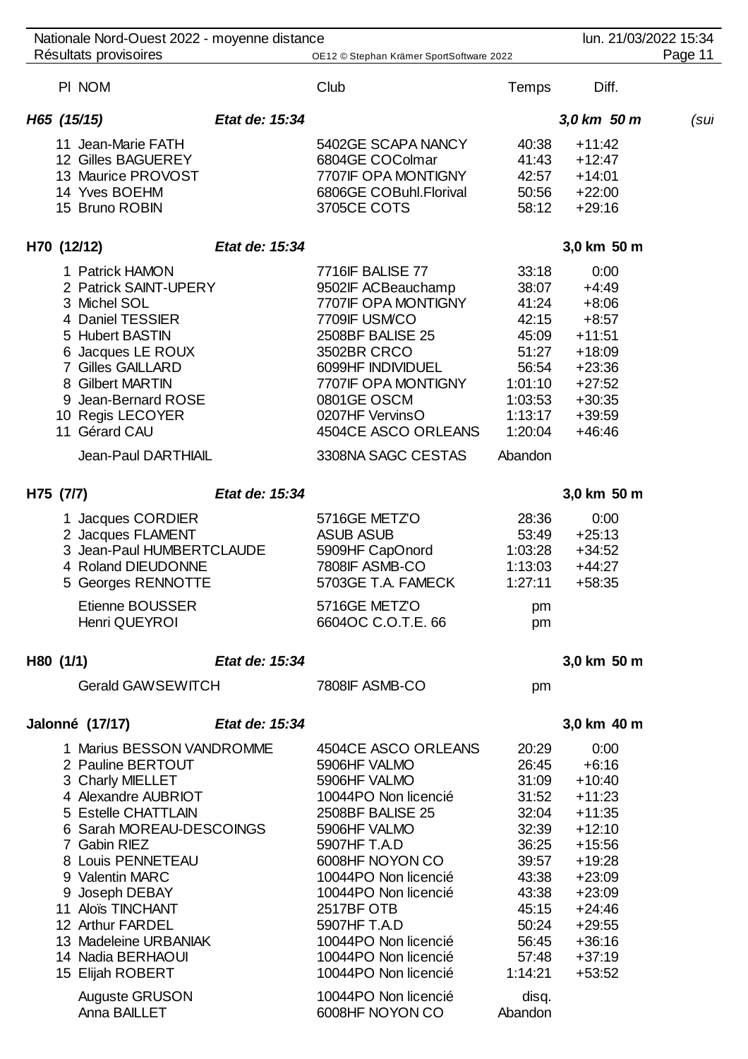## H65 (15/15) — *Etat de: 15:34* — *3,0 km 50 m* *(sui*

| Pl | NOM | Club | Temps | Diff. |
|---|---|---|---|---|
| 11 | Jean-Marie FATH | 5402GE SCAPA NANCY | 40:38 | +11:42 |
| 12 | Gilles BAGUEREY | 6804GE COColmar | 41:43 | +12:47 |
| 13 | Maurice PROVOST | 7707IF OPA MONTIGNY | 42:57 | +14:01 |
| 14 | Yves BOEHM | 6806GE COBuhl.Florival | 50:56 | +22:00 |
| 15 | Bruno ROBIN | 3705CE COTS | 58:12 | +29:16 |

## H70 (12/12) — *Etat de: 15:34* — 3,0 km 50 m

| Pl | NOM | Club | Temps | Diff. |
|---|---|---|---|---|
| 1 | Patrick HAMON | 7716IF BALISE 77 | 33:18 | 0:00 |
| 2 | Patrick SAINT-UPERY | 9502IF ACBeauchamp | 38:07 | +4:49 |
| 3 | Michel SOL | 7707IF OPA MONTIGNY | 41:24 | +8:06 |
| 4 | Daniel TESSIER | 7709IF USM/CO | 42:15 | +8:57 |
| 5 | Hubert BASTIN | 2508BF BALISE 25 | 45:09 | +11:51 |
| 6 | Jacques LE ROUX | 3502BR CRCO | 51:27 | +18:09 |
| 7 | Gilles GAILLARD | 6099HF INDIVIDUEL | 56:54 | +23:36 |
| 8 | Gilbert MARTIN | 7707IF OPA MONTIGNY | 1:01:10 | +27:52 |
| 9 | Jean-Bernard ROSE | 0801GE OSCM | 1:03:53 | +30:35 |
| 10 | Regis LECOYER | 0207HF VervinsO | 1:13:17 | +39:59 |
| 11 | Gérard CAU | 4504CE ASCO ORLEANS | 1:20:04 | +46:46 |
| | Jean-Paul DARTHIAIL | 3308NA SAGC CESTAS | Abandon | |

## H75 (7/7) — *Etat de: 15:34* — 3,0 km 50 m

| Pl | NOM | Club | Temps | Diff. |
|---|---|---|---|---|
| 1 | Jacques CORDIER | 5716GE METZ'O | 28:36 | 0:00 |
| 2 | Jacques FLAMENT | ASUB ASUB | 53:49 | +25:13 |
| 3 | Jean-Paul HUMBERTCLAUDE | 5909HF CapOnord | 1:03:28 | +34:52 |
| 4 | Roland DIEUDONNE | 7808IF ASMB-CO | 1:13:03 | +44:27 |
| 5 | Georges RENNOTTE | 5703GE T.A. FAMECK | 1:27:11 | +58:35 |
| | Etienne BOUSSER | 5716GE METZ'O | pm | |
| | Henri QUEYROI | 6604OC C.O.T.E. 66 | pm | |

## H80 (1/1) — *Etat de: 15:34* — 3,0 km 50 m

| Pl | NOM | Club | Temps | Diff. |
|---|---|---|---|---|
| | Gerald GAWSEWITCH | 7808IF ASMB-CO | pm | |

## Jalonné (17/17) — *Etat de: 15:34* — 3,0 km 40 m

| Pl | NOM | Club | Temps | Diff. |
|---|---|---|---|---|
| 1 | Marius BESSON VANDROMME | 4504CE ASCO ORLEANS | 20:29 | 0:00 |
| 2 | Pauline BERTOUT | 5906HF VALMO | 26:45 | +6:16 |
| 3 | Charly MIELLET | 5906HF VALMO | 31:09 | +10:40 |
| 4 | Alexandre AUBRIOT | 10044PO Non licencié | 31:52 | +11:23 |
| 5 | Estelle CHATTLAIN | 2508BF BALISE 25 | 32:04 | +11:35 |
| 6 | Sarah MOREAU-DESCOINGS | 5906HF VALMO | 32:39 | +12:10 |
| 7 | Gabin RIEZ | 5907HF T.A.D | 36:25 | +15:56 |
| 8 | Louis PENNETEAU | 6008HF NOYON CO | 39:57 | +19:28 |
| 9 | Valentin MARC | 10044PO Non licencié | 43:38 | +23:09 |
| 9 | Joseph DEBAY | 10044PO Non licencié | 43:38 | +23:09 |
| 11 | Aloïs TINCHANT | 2517BF OTB | 45:15 | +24:46 |
| 12 | Arthur FARDEL | 5907HF T.A.D | 50:24 | +29:55 |
| 13 | Madeleine URBANIAK | 10044PO Non licencié | 56:45 | +36:16 |
| 14 | Nadia BERHAOUI | 10044PO Non licencié | 57:48 | +37:19 |
| 15 | Elijah ROBERT | 10044PO Non licencié | 1:14:21 | +53:52 |
| | Auguste GRUSON | 10044PO Non licencié | disq. | |
| | Anna BAILLET | 6008HF NOYON CO | Abandon | |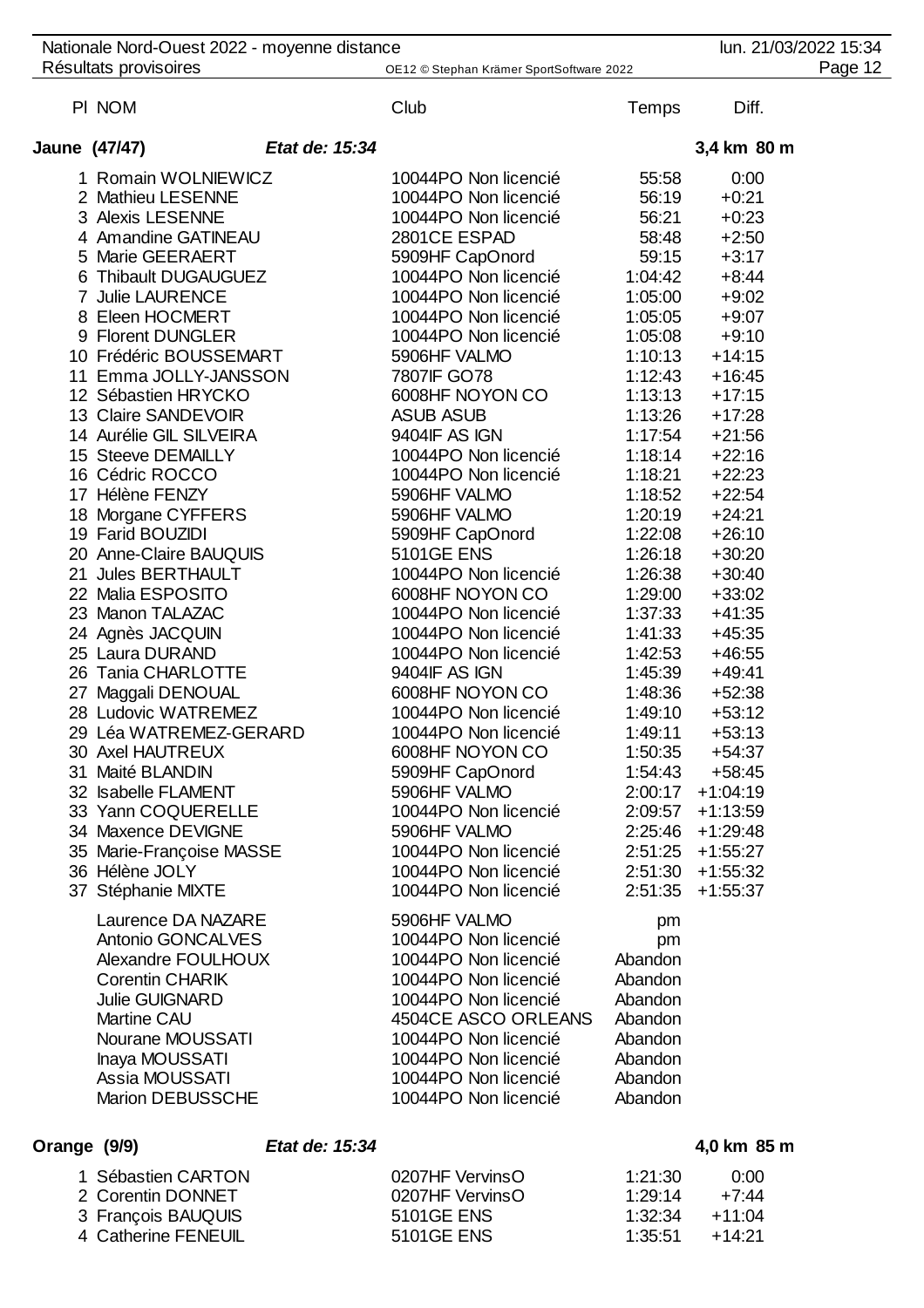Nationale Nord-Ouest 2022 - moyenne distance

Résultats provisoires

| Pl | NOM | Club | Temps | Diff. |
|---|---|---|---|---|

**Jaune (47/47)** *Etat de: 15:34* **3,4 km 80 m**

| Pl | NOM | Club | Temps | Diff. |
|---|---|---|---|---|
| 1 | Romain WOLNIEWICZ | 10044PO Non licencié | 55:58 | 0:00 |
| 2 | Mathieu LESENNE | 10044PO Non licencié | 56:19 | +0:21 |
| 3 | Alexis LESENNE | 10044PO Non licencié | 56:21 | +0:23 |
| 4 | Amandine GATINEAU | 2801CE ESPAD | 58:48 | +2:50 |
| 5 | Marie GEERAERT | 5909HF CapOnord | 59:15 | +3:17 |
| 6 | Thibault DUGAUGUEZ | 10044PO Non licencié | 1:04:42 | +8:44 |
| 7 | Julie LAURENCE | 10044PO Non licencié | 1:05:00 | +9:02 |
| 8 | Eleen HOCMERT | 10044PO Non licencié | 1:05:05 | +9:07 |
| 9 | Florent DUNGLER | 10044PO Non licencié | 1:05:08 | +9:10 |
| 10 | Frédéric BOUSSEMART | 5906HF VALMO | 1:10:13 | +14:15 |
| 11 | Emma JOLLY-JANSSON | 7807IF GO78 | 1:12:43 | +16:45 |
| 12 | Sébastien HRYCKO | 6008HF NOYON CO | 1:13:13 | +17:15 |
| 13 | Claire SANDEVOIR | ASUB ASUB | 1:13:26 | +17:28 |
| 14 | Aurélie GIL SILVEIRA | 9404IF AS IGN | 1:17:54 | +21:56 |
| 15 | Steeve DEMAILLY | 10044PO Non licencié | 1:18:14 | +22:16 |
| 16 | Cédric ROCCO | 10044PO Non licencié | 1:18:21 | +22:23 |
| 17 | Hélène FENZY | 5906HF VALMO | 1:18:52 | +22:54 |
| 18 | Morgane CYFFERS | 5906HF VALMO | 1:20:19 | +24:21 |
| 19 | Farid BOUZIDI | 5909HF CapOnord | 1:22:08 | +26:10 |
| 20 | Anne-Claire BAUQUIS | 5101GE ENS | 1:26:18 | +30:20 |
| 21 | Jules BERTHAULT | 10044PO Non licencié | 1:26:38 | +30:40 |
| 22 | Malia ESPOSITO | 6008HF NOYON CO | 1:29:00 | +33:02 |
| 23 | Manon TALAZAC | 10044PO Non licencié | 1:37:33 | +41:35 |
| 24 | Agnès JACQUIN | 10044PO Non licencié | 1:41:33 | +45:35 |
| 25 | Laura DURAND | 10044PO Non licencié | 1:42:53 | +46:55 |
| 26 | Tania CHARLOTTE | 9404IF AS IGN | 1:45:39 | +49:41 |
| 27 | Maggali DENOUAL | 6008HF NOYON CO | 1:48:36 | +52:38 |
| 28 | Ludovic WATREMEZ | 10044PO Non licencié | 1:49:10 | +53:12 |
| 29 | Léa WATREMEZ-GERARD | 10044PO Non licencié | 1:49:11 | +53:13 |
| 30 | Axel HAUTREUX | 6008HF NOYON CO | 1:50:35 | +54:37 |
| 31 | Maité BLANDIN | 5909HF CapOnord | 1:54:43 | +58:45 |
| 32 | Isabelle FLAMENT | 5906HF VALMO | 2:00:17 | +1:04:19 |
| 33 | Yann COQUERELLE | 10044PO Non licencié | 2:09:57 | +1:13:59 |
| 34 | Maxence DEVIGNE | 5906HF VALMO | 2:25:46 | +1:29:48 |
| 35 | Marie-Françoise MASSE | 10044PO Non licencié | 2:51:25 | +1:55:27 |
| 36 | Hélène JOLY | 10044PO Non licencié | 2:51:30 | +1:55:32 |
| 37 | Stéphanie MIXTE | 10044PO Non licencié | 2:51:35 | +1:55:37 |
| | Laurence DA NAZARE | 5906HF VALMO | pm | |
| | Antonio GONCALVES | 10044PO Non licencié | pm | |
| | Alexandre FOULHOUX | 10044PO Non licencié | Abandon | |
| | Corentin CHARIK | 10044PO Non licencié | Abandon | |
| | Julie GUIGNARD | 10044PO Non licencié | Abandon | |
| | Martine CAU | 4504CE ASCO ORLEANS | Abandon | |
| | Nourane MOUSSATI | 10044PO Non licencié | Abandon | |
| | Inaya MOUSSATI | 10044PO Non licencié | Abandon | |
| | Assia MOUSSATI | 10044PO Non licencié | Abandon | |
| | Marion DEBUSSCHE | 10044PO Non licencié | Abandon | |

**Orange (9/9)** *Etat de: 15:34* **4,0 km 85 m**

| Pl | NOM | Club | Temps | Diff. |
|---|---|---|---|---|
| 1 | Sébastien CARTON | 0207HF VervinsO | 1:21:30 | 0:00 |
| 2 | Corentin DONNET | 0207HF VervinsO | 1:29:14 | +7:44 |
| 3 | François BAUQUIS | 5101GE ENS | 1:32:34 | +11:04 |
| 4 | Catherine FENEUIL | 5101GE ENS | 1:35:51 | +14:21 |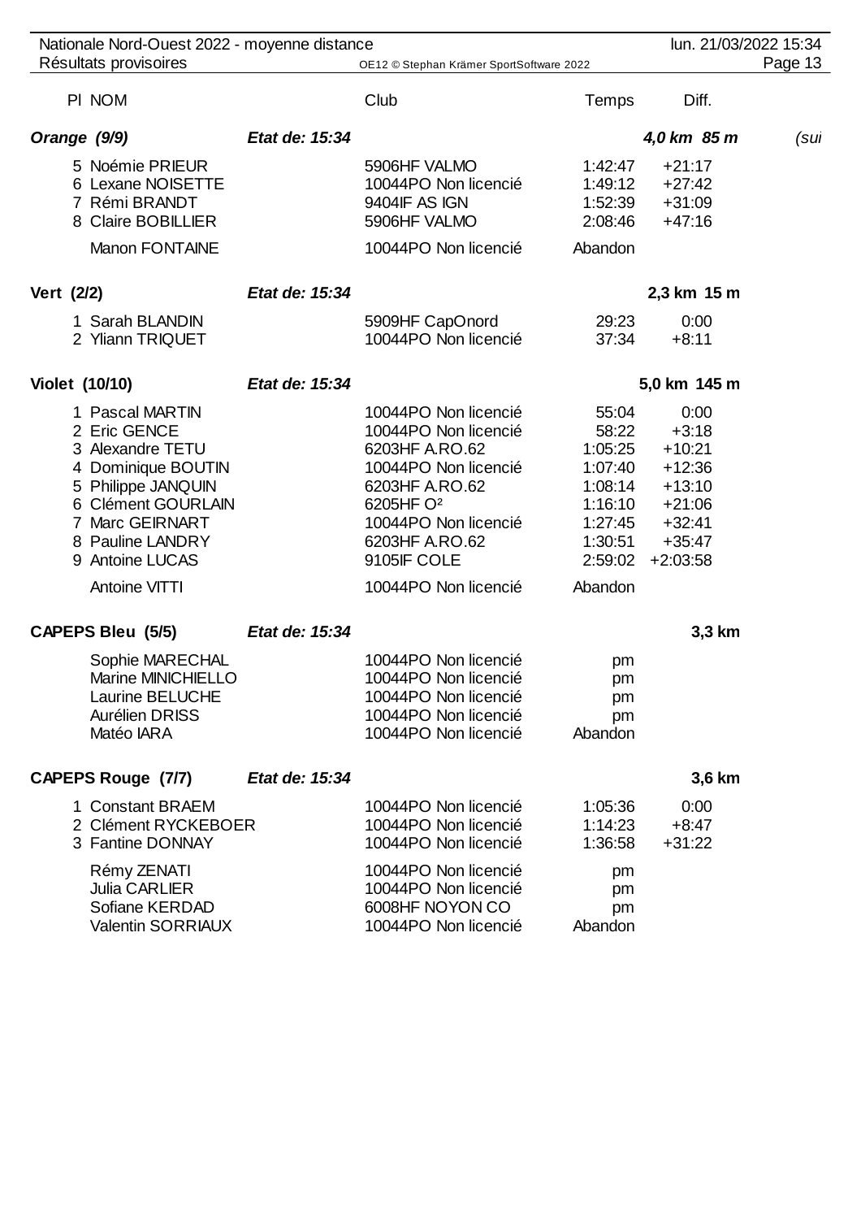| Pl | NOM | Club | Temps | Diff. |
|---|---|---|---|---|
| ***Orange (9/9)*** | ***Etat de: 15:34*** | | | ***4,0 km 85 m*** *(sui* |
| 5 | Noémie PRIEUR | 5906HF VALMO | 1:42:47 | +21:17 |
| 6 | Lexane NOISETTE | 10044PO Non licencié | 1:49:12 | +27:42 |
| 7 | Rémi BRANDT | 9404IF AS IGN | 1:52:39 | +31:09 |
| 8 | Claire BOBILLIER | 5906HF VALMO | 2:08:46 | +47:16 |
| | Manon FONTAINE | 10044PO Non licencié | Abandon | |
| **Vert (2/2)** | ***Etat de: 15:34*** | | | **2,3 km 15 m** |
| 1 | Sarah BLANDIN | 5909HF CapOnord | 29:23 | 0:00 |
| 2 | Yliann TRIQUET | 10044PO Non licencié | 37:34 | +8:11 |
| **Violet (10/10)** | ***Etat de: 15:34*** | | | **5,0 km 145 m** |
| 1 | Pascal MARTIN | 10044PO Non licencié | 55:04 | 0:00 |
| 2 | Eric GENCE | 10044PO Non licencié | 58:22 | +3:18 |
| 3 | Alexandre TETU | 6203HF A.RO.62 | 1:05:25 | +10:21 |
| 4 | Dominique BOUTIN | 10044PO Non licencié | 1:07:40 | +12:36 |
| 5 | Philippe JANQUIN | 6203HF A.RO.62 | 1:08:14 | +13:10 |
| 6 | Clément GOURLAIN | 6205HF O² | 1:16:10 | +21:06 |
| 7 | Marc GEIRNART | 10044PO Non licencié | 1:27:45 | +32:41 |
| 8 | Pauline LANDRY | 6203HF A.RO.62 | 1:30:51 | +35:47 |
| 9 | Antoine LUCAS | 9105IF COLE | 2:59:02 | +2:03:58 |
| | Antoine VITTI | 10044PO Non licencié | Abandon | |
| **CAPEPS Bleu (5/5)** | ***Etat de: 15:34*** | | | **3,3 km** |
| | Sophie MARECHAL | 10044PO Non licencié | pm | |
| | Marine MINICHIELLO | 10044PO Non licencié | pm | |
| | Laurine BELUCHE | 10044PO Non licencié | pm | |
| | Aurélien DRISS | 10044PO Non licencié | pm | |
| | Matéo IARA | 10044PO Non licencié | Abandon | |
| **CAPEPS Rouge (7/7)** | ***Etat de: 15:34*** | | | **3,6 km** |
| 1 | Constant BRAEM | 10044PO Non licencié | 1:05:36 | 0:00 |
| 2 | Clément RYCKEBOER | 10044PO Non licencié | 1:14:23 | +8:47 |
| 3 | Fantine DONNAY | 10044PO Non licencié | 1:36:58 | +31:22 |
| | Rémy ZENATI | 10044PO Non licencié | pm | |
| | Julia CARLIER | 10044PO Non licencié | pm | |
| | Sofiane KERDAD | 6008HF NOYON CO | pm | |
| | Valentin SORRIAUX | 10044PO Non licencié | Abandon | |